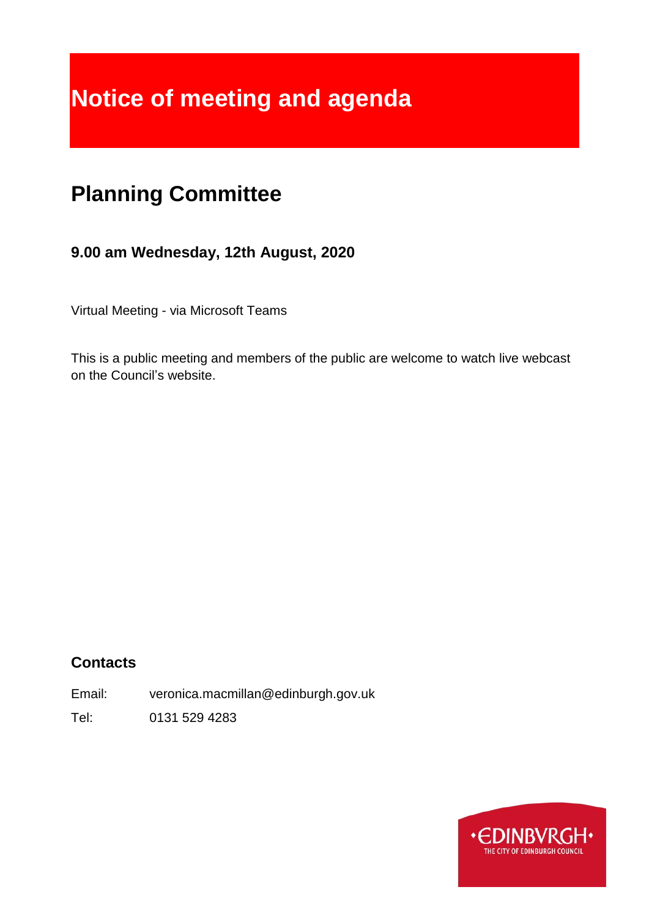# Notice of meeting and agenda

## Planning Committee

### 9.00 am Wednesday, 12th August, 2020

Virtual Meeting - via Microsoft Teams

This is a public meeting and members of the public are welcome to watch live webcast on the Council's website.

### Contacts

Email: veronica.macmillan@edinburgh.gov.uk

Tel: 0131 529 4283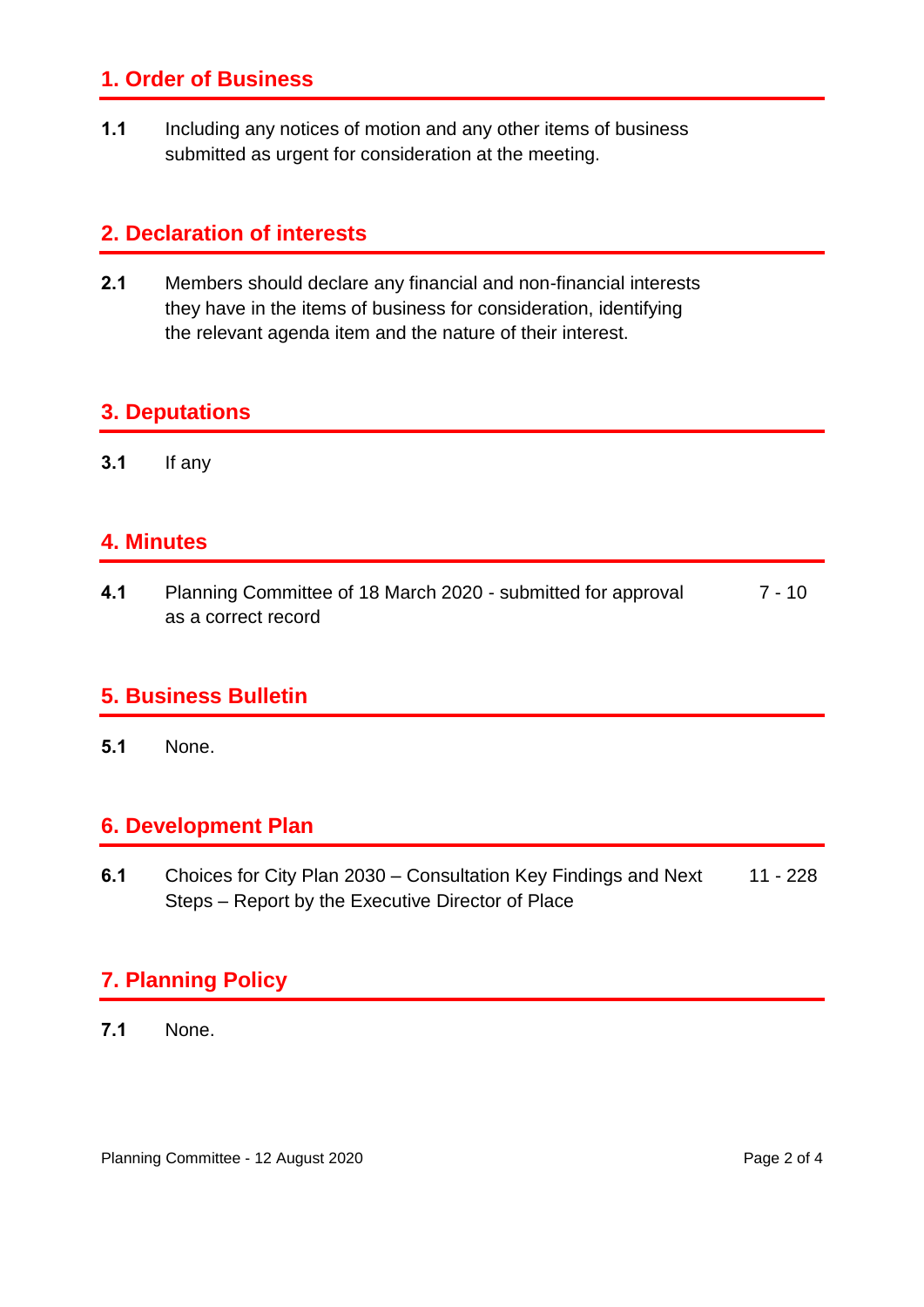## 1. Order of Business

**1.1** Including any notices of motion and any other items of business submitted as urgent for consideration at the meeting.

## 2. Declaration of interests

**2.1** Members should declare any financial and non-financial interests they have in the items of business for consideration, identifying the relevant agenda item and the nature of their interest.

## 3. Deputations

**3.1** If any

## 4. Minutes

**4.1** Planning Committee of 18 March 2020 - submitted for approval as a correct record — 7 - 10

## 5. Business Bulletin

**5.1** None.

## 6. Development Plan

**6.1** Choices for City Plan 2030 – Consultation Key Findings and Next Steps – Report by the Executive Director of Place — 11 - 228

## 7. Planning Policy

**7.1** None.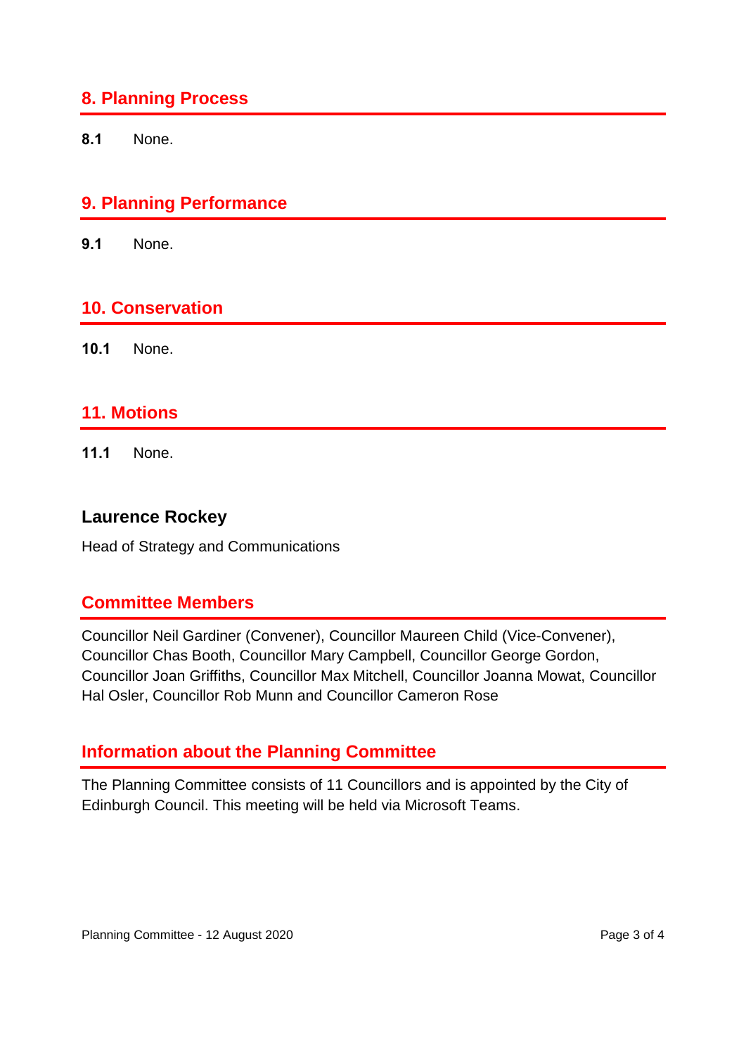## 8. Planning Process

**8.1** None.

## 9. Planning Performance

**9.1** None.

## 10. Conservation

**10.1** None.

## 11. Motions

**11.1** None.

### Laurence Rockey

Head of Strategy and Communications

## Committee Members

Councillor Neil Gardiner (Convener), Councillor Maureen Child (Vice-Convener), Councillor Chas Booth, Councillor Mary Campbell, Councillor George Gordon, Councillor Joan Griffiths, Councillor Max Mitchell, Councillor Joanna Mowat, Councillor Hal Osler, Councillor Rob Munn and Councillor Cameron Rose

## Information about the Planning Committee

The Planning Committee consists of 11 Councillors and is appointed by the City of Edinburgh Council. This meeting will be held via Microsoft Teams.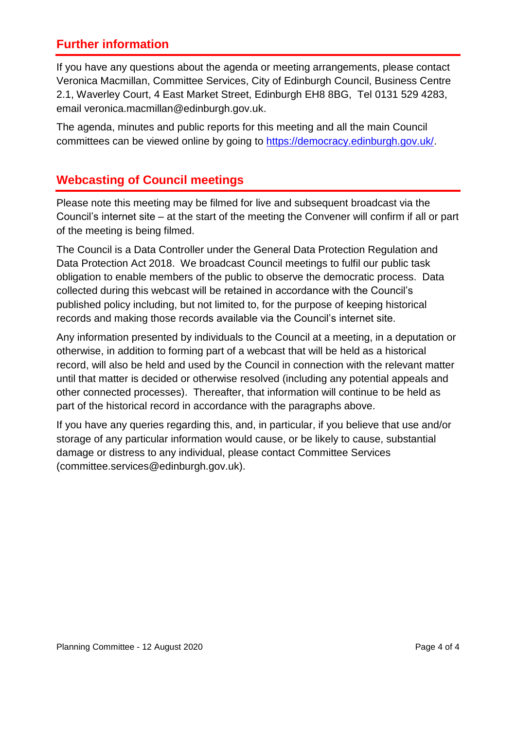## Further information

If you have any questions about the agenda or meeting arrangements, please contact Veronica Macmillan, Committee Services, City of Edinburgh Council, Business Centre 2.1, Waverley Court, 4 East Market Street, Edinburgh EH8 8BG, Tel 0131 529 4283, email veronica.macmillan@edinburgh.gov.uk.

The agenda, minutes and public reports for this meeting and all the main Council committees can be viewed online by going to https://democracy.edinburgh.gov.uk/.

## Webcasting of Council meetings

Please note this meeting may be filmed for live and subsequent broadcast via the Council's internet site – at the start of the meeting the Convener will confirm if all or part of the meeting is being filmed.

The Council is a Data Controller under the General Data Protection Regulation and Data Protection Act 2018. We broadcast Council meetings to fulfil our public task obligation to enable members of the public to observe the democratic process. Data collected during this webcast will be retained in accordance with the Council's published policy including, but not limited to, for the purpose of keeping historical records and making those records available via the Council's internet site.

Any information presented by individuals to the Council at a meeting, in a deputation or otherwise, in addition to forming part of a webcast that will be held as a historical record, will also be held and used by the Council in connection with the relevant matter until that matter is decided or otherwise resolved (including any potential appeals and other connected processes). Thereafter, that information will continue to be held as part of the historical record in accordance with the paragraphs above.

If you have any queries regarding this, and, in particular, if you believe that use and/or storage of any particular information would cause, or be likely to cause, substantial damage or distress to any individual, please contact Committee Services (committee.services@edinburgh.gov.uk).